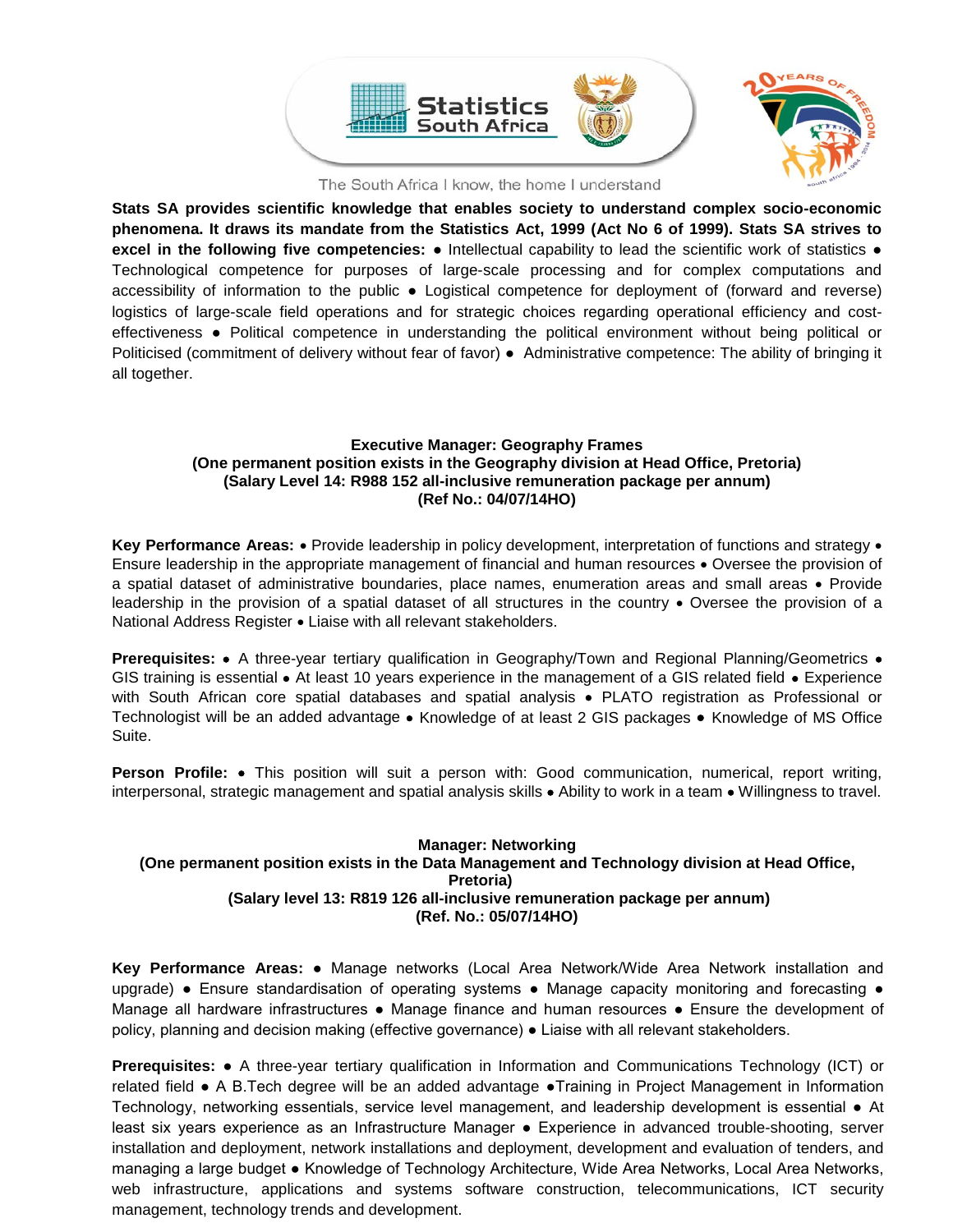Statistics South Africa

The South Africa I know, the home I understand

**Stats SA provides scientific knowledge that enables society to understand complex socio-economic phenomena. It draws its mandate from the Statistics Act, 1999 (Act No 6 of 1999). Stats SA strives to excel in the following five competencies:** ● Intellectual capability to lead the scientific work of statistics ● Technological competence for purposes of large-scale processing and for complex computations and accessibility of information to the public ● Logistical competence for deployment of (forward and reverse) logistics of large-scale field operations and for strategic choices regarding operational efficiency and cost-effectiveness ● Political competence in understanding the political environment without being political or Politicised (commitment of delivery without fear of favor) ● Administrative competence: The ability of bringing it all together.

**Executive Manager: Geography Frames**
**(One permanent position exists in the Geography division at Head Office, Pretoria)**
**(Salary Level 14: R988 152 all-inclusive remuneration package per annum)**
**(Ref No.: 04/07/14HO)**

**Key Performance Areas:** • Provide leadership in policy development, interpretation of functions and strategy • Ensure leadership in the appropriate management of financial and human resources • Oversee the provision of a spatial dataset of administrative boundaries, place names, enumeration areas and small areas • Provide leadership in the provision of a spatial dataset of all structures in the country • Oversee the provision of a National Address Register • Liaise with all relevant stakeholders.

**Prerequisites:** • A three-year tertiary qualification in Geography/Town and Regional Planning/Geometrics • GIS training is essential • At least 10 years experience in the management of a GIS related field • Experience with South African core spatial databases and spatial analysis • PLATO registration as Professional or Technologist will be an added advantage • Knowledge of at least 2 GIS packages • Knowledge of MS Office Suite.

**Person Profile:** • This position will suit a person with: Good communication, numerical, report writing, interpersonal, strategic management and spatial analysis skills • Ability to work in a team • Willingness to travel.

**Manager: Networking**
**(One permanent position exists in the Data Management and Technology division at Head Office, Pretoria)**
**(Salary level 13: R819 126 all-inclusive remuneration package per annum)**
**(Ref. No.: 05/07/14HO)**

**Key Performance Areas:** ● Manage networks (Local Area Network/Wide Area Network installation and upgrade) ● Ensure standardisation of operating systems ● Manage capacity monitoring and forecasting ● Manage all hardware infrastructures ● Manage finance and human resources ● Ensure the development of policy, planning and decision making (effective governance) ● Liaise with all relevant stakeholders.

**Prerequisites:** ● A three-year tertiary qualification in Information and Communications Technology (ICT) or related field ● A B.Tech degree will be an added advantage ●Training in Project Management in Information Technology, networking essentials, service level management, and leadership development is essential ● At least six years experience as an Infrastructure Manager ● Experience in advanced trouble-shooting, server installation and deployment, network installations and deployment, development and evaluation of tenders, and managing a large budget ● Knowledge of Technology Architecture, Wide Area Networks, Local Area Networks, web infrastructure, applications and systems software construction, telecommunications, ICT security management, technology trends and development.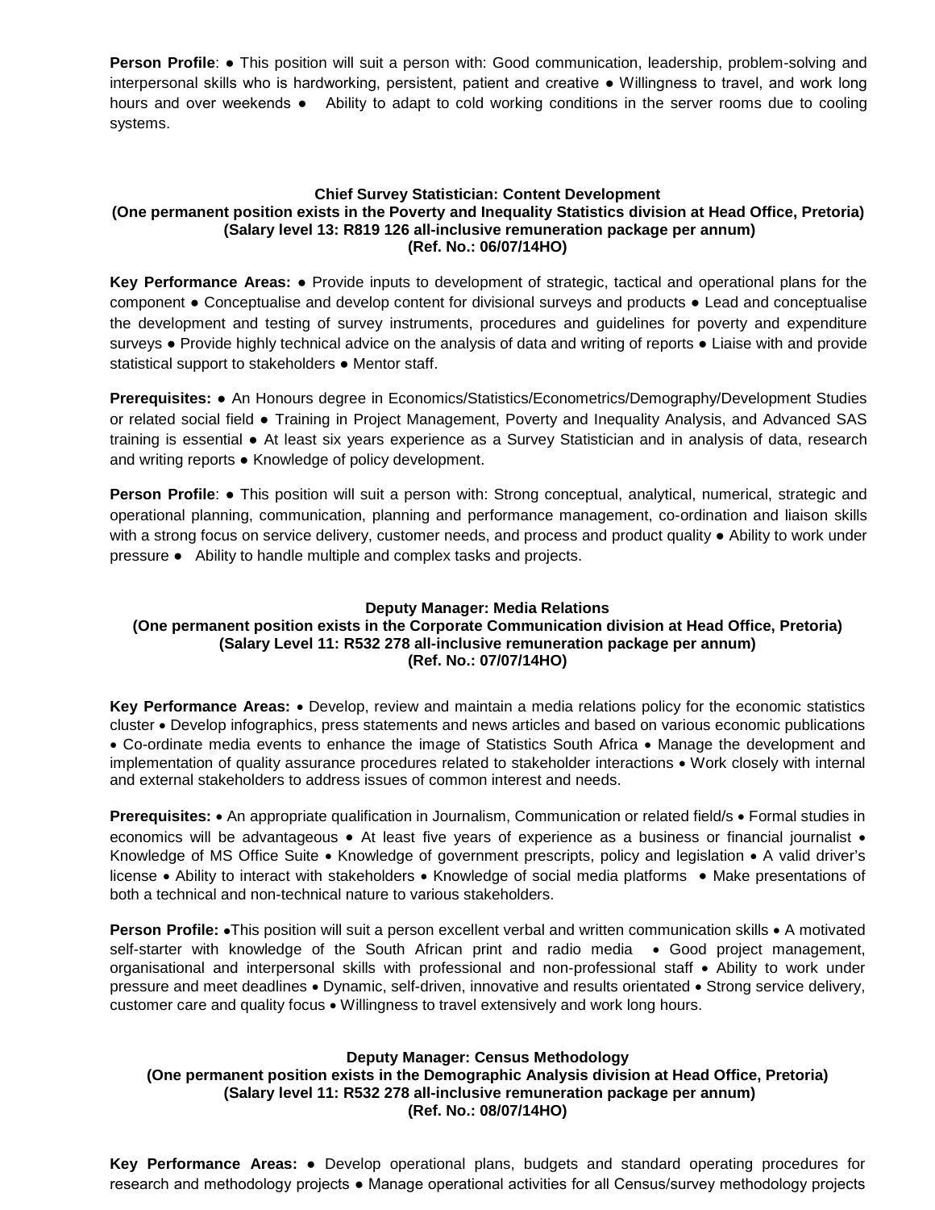**Person Profile**: ● This position will suit a person with: Good communication, leadership, problem-solving and interpersonal skills who is hardworking, persistent, patient and creative ● Willingness to travel, and work long hours and over weekends ● Ability to adapt to cold working conditions in the server rooms due to cooling systems.

**Chief Survey Statistician: Content Development**
**(One permanent position exists in the Poverty and Inequality Statistics division at Head Office, Pretoria)**
**(Salary level 13: R819 126 all-inclusive remuneration package per annum)**
**(Ref. No.: 06/07/14HO)**

**Key Performance Areas:** ● Provide inputs to development of strategic, tactical and operational plans for the component ● Conceptualise and develop content for divisional surveys and products ● Lead and conceptualise the development and testing of survey instruments, procedures and guidelines for poverty and expenditure surveys ● Provide highly technical advice on the analysis of data and writing of reports ● Liaise with and provide statistical support to stakeholders ● Mentor staff.

**Prerequisites:** ● An Honours degree in Economics/Statistics/Econometrics/Demography/Development Studies or related social field ● Training in Project Management, Poverty and Inequality Analysis, and Advanced SAS training is essential ● At least six years experience as a Survey Statistician and in analysis of data, research and writing reports ● Knowledge of policy development.

**Person Profile**: ● This position will suit a person with: Strong conceptual, analytical, numerical, strategic and operational planning, communication, planning and performance management, co-ordination and liaison skills with a strong focus on service delivery, customer needs, and process and product quality ● Ability to work under pressure ● Ability to handle multiple and complex tasks and projects.

**Deputy Manager: Media Relations**
**(One permanent position exists in the Corporate Communication division at Head Office, Pretoria)**
**(Salary Level 11: R532 278 all-inclusive remuneration package per annum)**
**(Ref. No.: 07/07/14HO)**

**Key Performance Areas:** • Develop, review and maintain a media relations policy for the economic statistics cluster • Develop infographics, press statements and news articles and based on various economic publications • Co-ordinate media events to enhance the image of Statistics South Africa • Manage the development and implementation of quality assurance procedures related to stakeholder interactions • Work closely with internal and external stakeholders to address issues of common interest and needs.

**Prerequisites:** • An appropriate qualification in Journalism, Communication or related field/s • Formal studies in economics will be advantageous • At least five years of experience as a business or financial journalist • Knowledge of MS Office Suite • Knowledge of government prescripts, policy and legislation • A valid driver's license • Ability to interact with stakeholders • Knowledge of social media platforms • Make presentations of both a technical and non-technical nature to various stakeholders.

**Person Profile:** •This position will suit a person excellent verbal and written communication skills • A motivated self-starter with knowledge of the South African print and radio media • Good project management, organisational and interpersonal skills with professional and non-professional staff • Ability to work under pressure and meet deadlines • Dynamic, self-driven, innovative and results orientated • Strong service delivery, customer care and quality focus • Willingness to travel extensively and work long hours.

**Deputy Manager: Census Methodology**
**(One permanent position exists in the Demographic Analysis division at Head Office, Pretoria)**
**(Salary level 11: R532 278 all-inclusive remuneration package per annum)**
**(Ref. No.: 08/07/14HO)**

**Key Performance Areas:** ● Develop operational plans, budgets and standard operating procedures for research and methodology projects ● Manage operational activities for all Census/survey methodology projects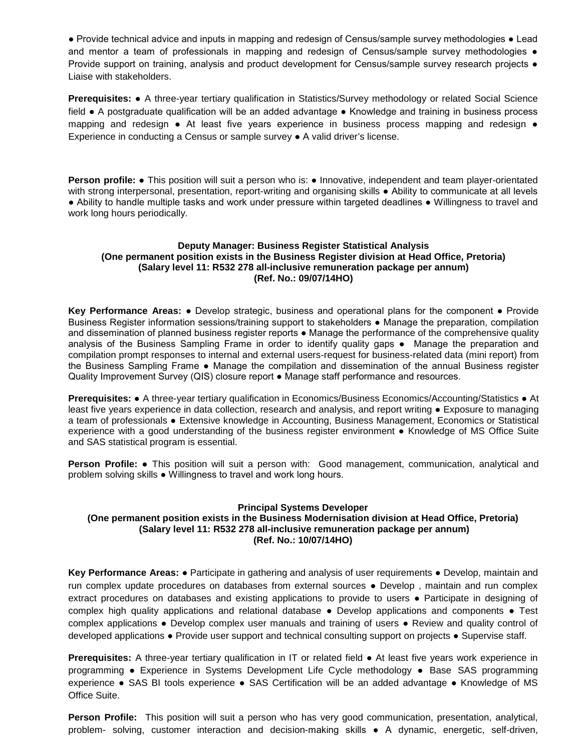● Provide technical advice and inputs in mapping and redesign of Census/sample survey methodologies ● Lead and mentor a team of professionals in mapping and redesign of Census/sample survey methodologies ● Provide support on training, analysis and product development for Census/sample survey research projects ● Liaise with stakeholders.

**Prerequisites:** ● A three-year tertiary qualification in Statistics/Survey methodology or related Social Science field ● A postgraduate qualification will be an added advantage ● Knowledge and training in business process mapping and redesign ● At least five years experience in business process mapping and redesign ● Experience in conducting a Census or sample survey ● A valid driver's license.

**Person profile:** ● This position will suit a person who is: ● Innovative, independent and team player-orientated with strong interpersonal, presentation, report-writing and organising skills ● Ability to communicate at all levels ● Ability to handle multiple tasks and work under pressure within targeted deadlines ● Willingness to travel and work long hours periodically.

**Deputy Manager: Business Register Statistical Analysis**
**(One permanent position exists in the Business Register division at Head Office, Pretoria)**
**(Salary level 11: R532 278 all-inclusive remuneration package per annum)**
**(Ref. No.: 09/07/14HO)**

**Key Performance Areas:** ● Develop strategic, business and operational plans for the component ● Provide Business Register information sessions/training support to stakeholders ● Manage the preparation, compilation and dissemination of planned business register reports ● Manage the performance of the comprehensive quality analysis of the Business Sampling Frame in order to identify quality gaps ● Manage the preparation and compilation prompt responses to internal and external users-request for business-related data (mini report) from the Business Sampling Frame ● Manage the compilation and dissemination of the annual Business register Quality Improvement Survey (QIS) closure report ● Manage staff performance and resources.

**Prerequisites:** ● A three-year tertiary qualification in Economics/Business Economics/Accounting/Statistics ● At least five years experience in data collection, research and analysis, and report writing ● Exposure to managing a team of professionals ● Extensive knowledge in Accounting, Business Management, Economics or Statistical experience with a good understanding of the business register environment ● Knowledge of MS Office Suite and SAS statistical program is essential.

**Person Profile:** ● This position will suit a person with: Good management, communication, analytical and problem solving skills ● Willingness to travel and work long hours.

**Principal Systems Developer**
**(One permanent position exists in the Business Modernisation division at Head Office, Pretoria)**
**(Salary level 11: R532 278 all-inclusive remuneration package per annum)**
**(Ref. No.: 10/07/14HO)**

**Key Performance Areas:** ● Participate in gathering and analysis of user requirements ● Develop, maintain and run complex update procedures on databases from external sources ● Develop , maintain and run complex extract procedures on databases and existing applications to provide to users ● Participate in designing of complex high quality applications and relational database ● Develop applications and components ● Test complex applications ● Develop complex user manuals and training of users ● Review and quality control of developed applications ● Provide user support and technical consulting support on projects ● Supervise staff.

**Prerequisites:** A three-year tertiary qualification in IT or related field ● At least five years work experience in programming ● Experience in Systems Development Life Cycle methodology ● Base SAS programming experience ● SAS BI tools experience ● SAS Certification will be an added advantage ● Knowledge of MS Office Suite.

**Person Profile:** This position will suit a person who has very good communication, presentation, analytical, problem- solving, customer interaction and decision-making skills ● A dynamic, energetic, self-driven,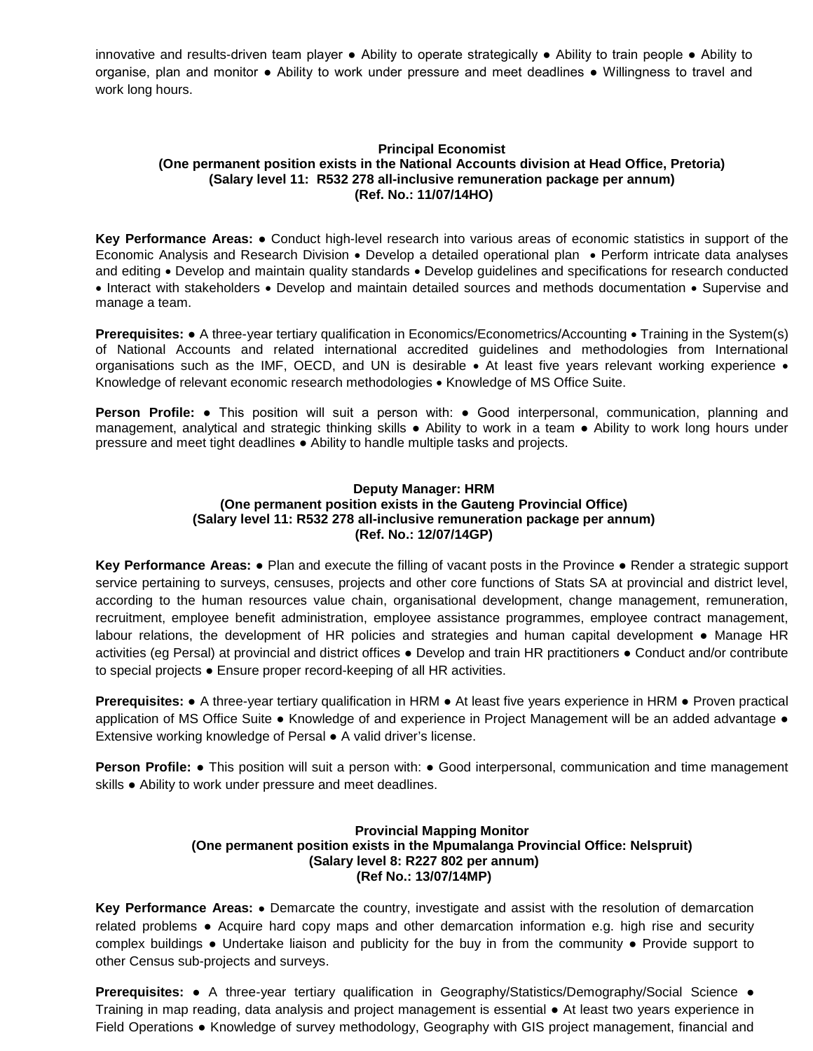innovative and results-driven team player ● Ability to operate strategically ● Ability to train people ● Ability to organise, plan and monitor ● Ability to work under pressure and meet deadlines ● Willingness to travel and work long hours.

**Principal Economist**
**(One permanent position exists in the National Accounts division at Head Office, Pretoria)**
**(Salary level 11: R532 278 all-inclusive remuneration package per annum)**
**(Ref. No.: 11/07/14HO)**

**Key Performance Areas:** ● Conduct high-level research into various areas of economic statistics in support of the Economic Analysis and Research Division • Develop a detailed operational plan • Perform intricate data analyses and editing • Develop and maintain quality standards • Develop guidelines and specifications for research conducted • Interact with stakeholders • Develop and maintain detailed sources and methods documentation • Supervise and manage a team.

**Prerequisites:** ● A three-year tertiary qualification in Economics/Econometrics/Accounting • Training in the System(s) of National Accounts and related international accredited guidelines and methodologies from International organisations such as the IMF, OECD, and UN is desirable • At least five years relevant working experience • Knowledge of relevant economic research methodologies • Knowledge of MS Office Suite.

**Person Profile:** ● This position will suit a person with: ● Good interpersonal, communication, planning and management, analytical and strategic thinking skills ● Ability to work in a team ● Ability to work long hours under pressure and meet tight deadlines ● Ability to handle multiple tasks and projects.

**Deputy Manager: HRM**
**(One permanent position exists in the Gauteng Provincial Office)**
**(Salary level 11: R532 278 all-inclusive remuneration package per annum)**
**(Ref. No.: 12/07/14GP)**

**Key Performance Areas:** ● Plan and execute the filling of vacant posts in the Province ● Render a strategic support service pertaining to surveys, censuses, projects and other core functions of Stats SA at provincial and district level, according to the human resources value chain, organisational development, change management, remuneration, recruitment, employee benefit administration, employee assistance programmes, employee contract management, labour relations, the development of HR policies and strategies and human capital development ● Manage HR activities (eg Persal) at provincial and district offices ● Develop and train HR practitioners ● Conduct and/or contribute to special projects ● Ensure proper record-keeping of all HR activities.

**Prerequisites:** ● A three-year tertiary qualification in HRM ● At least five years experience in HRM ● Proven practical application of MS Office Suite ● Knowledge of and experience in Project Management will be an added advantage ● Extensive working knowledge of Persal ● A valid driver's license.

**Person Profile:** ● This position will suit a person with: ● Good interpersonal, communication and time management skills ● Ability to work under pressure and meet deadlines.

**Provincial Mapping Monitor**
**(One permanent position exists in the Mpumalanga Provincial Office: Nelspruit)**
**(Salary level 8: R227 802 per annum)**
**(Ref No.: 13/07/14MP)**

**Key Performance Areas:** • Demarcate the country, investigate and assist with the resolution of demarcation related problems ● Acquire hard copy maps and other demarcation information e.g. high rise and security complex buildings ● Undertake liaison and publicity for the buy in from the community ● Provide support to other Census sub-projects and surveys.

**Prerequisites:** ● A three-year tertiary qualification in Geography/Statistics/Demography/Social Science ● Training in map reading, data analysis and project management is essential ● At least two years experience in Field Operations ● Knowledge of survey methodology, Geography with GIS project management, financial and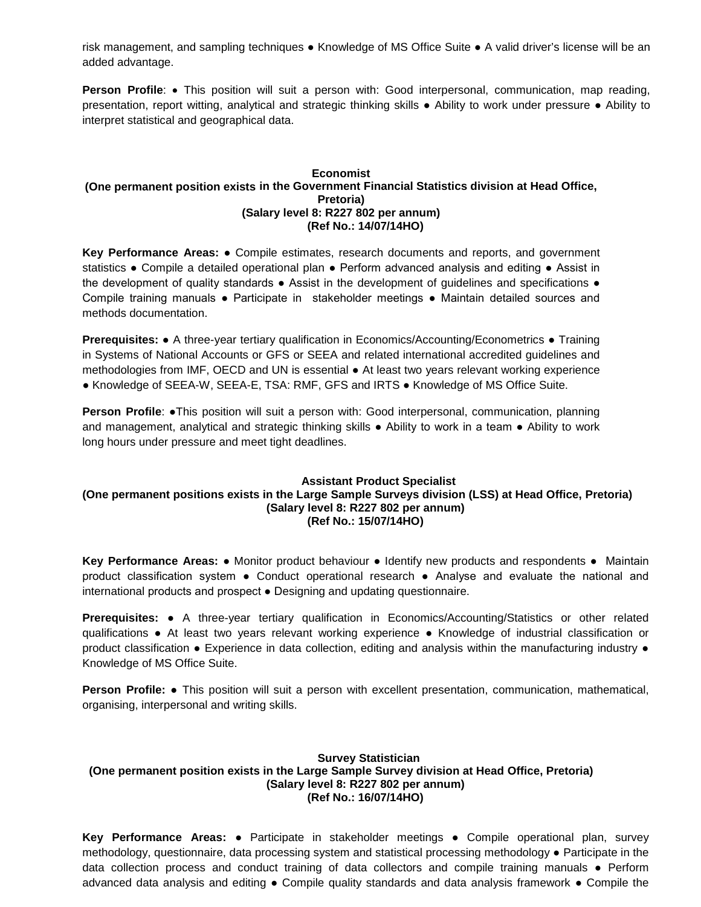risk management, and sampling techniques ● Knowledge of MS Office Suite ● A valid driver's license will be an added advantage.

**Person Profile**: ● This position will suit a person with: Good interpersonal, communication, map reading, presentation, report witting, analytical and strategic thinking skills ● Ability to work under pressure ● Ability to interpret statistical and geographical data.

**Economist**
**(One permanent position exists in the Government Financial Statistics division at Head Office, Pretoria)**
**(Salary level 8: R227 802 per annum)**
**(Ref No.: 14/07/14HO)**

**Key Performance Areas:** ● Compile estimates, research documents and reports, and government statistics ● Compile a detailed operational plan ● Perform advanced analysis and editing ● Assist in the development of quality standards ● Assist in the development of guidelines and specifications ● Compile training manuals ● Participate in stakeholder meetings ● Maintain detailed sources and methods documentation.

**Prerequisites:** ● A three-year tertiary qualification in Economics/Accounting/Econometrics ● Training in Systems of National Accounts or GFS or SEEA and related international accredited guidelines and methodologies from IMF, OECD and UN is essential ● At least two years relevant working experience ● Knowledge of SEEA-W, SEEA-E, TSA: RMF, GFS and IRTS ● Knowledge of MS Office Suite.

**Person Profile**: ●This position will suit a person with: Good interpersonal, communication, planning and management, analytical and strategic thinking skills ● Ability to work in a team ● Ability to work long hours under pressure and meet tight deadlines.

**Assistant Product Specialist**
**(One permanent positions exists in the Large Sample Surveys division (LSS) at Head Office, Pretoria)**
**(Salary level 8: R227 802 per annum)**
**(Ref No.: 15/07/14HO)**

**Key Performance Areas:** ● Monitor product behaviour ● Identify new products and respondents ● Maintain product classification system ● Conduct operational research ● Analyse and evaluate the national and international products and prospect ● Designing and updating questionnaire.

**Prerequisites:** ● A three-year tertiary qualification in Economics/Accounting/Statistics or other related qualifications ● At least two years relevant working experience ● Knowledge of industrial classification or product classification ● Experience in data collection, editing and analysis within the manufacturing industry ● Knowledge of MS Office Suite.

**Person Profile:** ● This position will suit a person with excellent presentation, communication, mathematical, organising, interpersonal and writing skills.

**Survey Statistician**
**(One permanent position exists in the Large Sample Survey division at Head Office, Pretoria)**
**(Salary level 8: R227 802 per annum)**
**(Ref No.: 16/07/14HO)**

**Key Performance Areas:** ● Participate in stakeholder meetings ● Compile operational plan, survey methodology, questionnaire, data processing system and statistical processing methodology ● Participate in the data collection process and conduct training of data collectors and compile training manuals ● Perform advanced data analysis and editing ● Compile quality standards and data analysis framework ● Compile the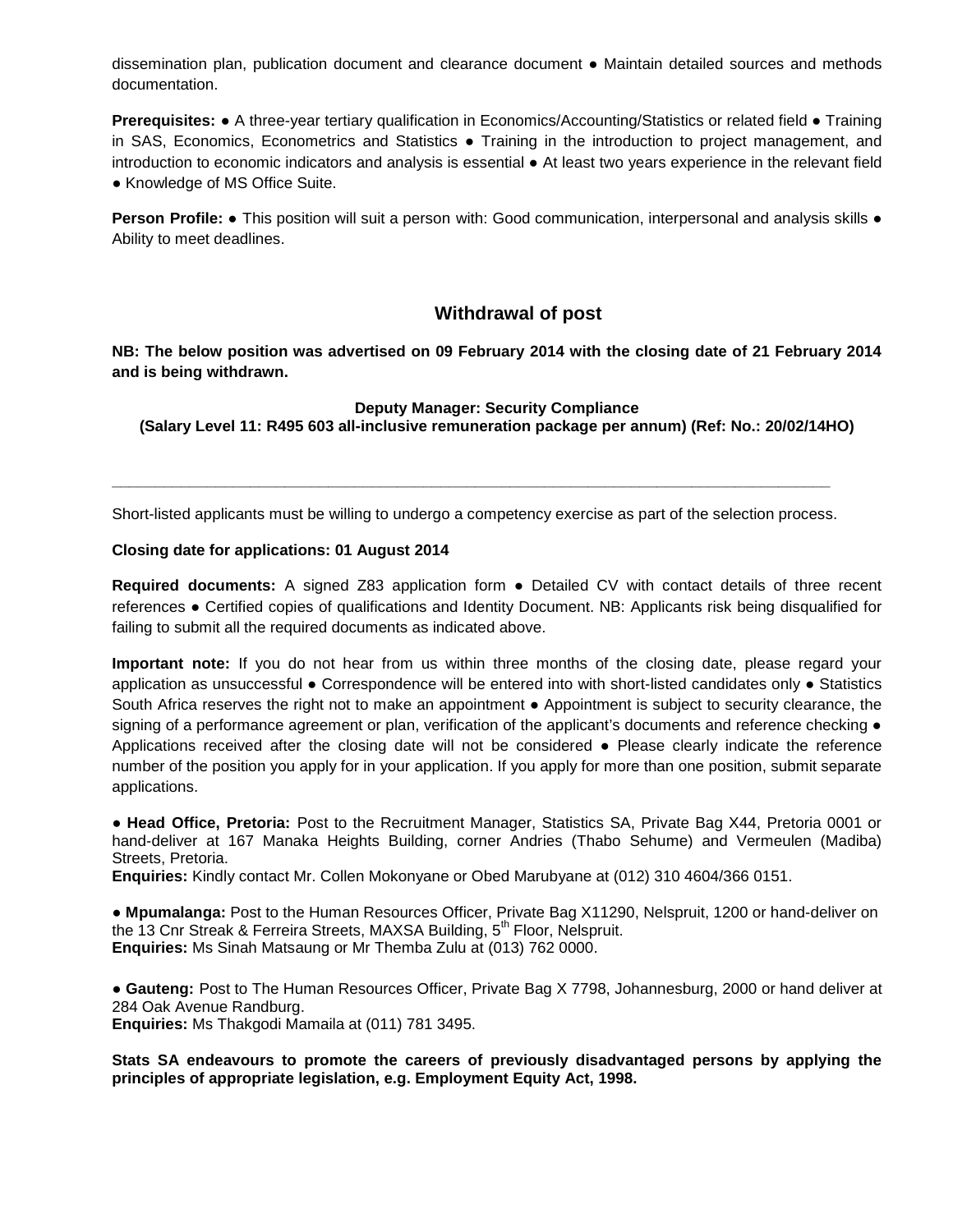dissemination plan, publication document and clearance document ● Maintain detailed sources and methods documentation.

**Prerequisites:** ● A three-year tertiary qualification in Economics/Accounting/Statistics or related field ● Training in SAS, Economics, Econometrics and Statistics ● Training in the introduction to project management, and introduction to economic indicators and analysis is essential ● At least two years experience in the relevant field ● Knowledge of MS Office Suite.

**Person Profile:** ● This position will suit a person with: Good communication, interpersonal and analysis skills ● Ability to meet deadlines.

## Withdrawal of post

**NB: The below position was advertised on 09 February 2014 with the closing date of 21 February 2014 and is being withdrawn.**

**Deputy Manager: Security Compliance**
**(Salary Level 11: R495 603 all-inclusive remuneration package per annum) (Ref: No.: 20/02/14HO)**

---

Short-listed applicants must be willing to undergo a competency exercise as part of the selection process.

**Closing date for applications: 01 August 2014**

**Required documents:** A signed Z83 application form ● Detailed CV with contact details of three recent references ● Certified copies of qualifications and Identity Document. NB: Applicants risk being disqualified for failing to submit all the required documents as indicated above.

**Important note:** If you do not hear from us within three months of the closing date, please regard your application as unsuccessful ● Correspondence will be entered into with short-listed candidates only ● Statistics South Africa reserves the right not to make an appointment ● Appointment is subject to security clearance, the signing of a performance agreement or plan, verification of the applicant's documents and reference checking ● Applications received after the closing date will not be considered ● Please clearly indicate the reference number of the position you apply for in your application. If you apply for more than one position, submit separate applications.

● **Head Office, Pretoria:** Post to the Recruitment Manager, Statistics SA, Private Bag X44, Pretoria 0001 or hand-deliver at 167 Manaka Heights Building, corner Andries (Thabo Sehume) and Vermeulen (Madiba) Streets, Pretoria.
**Enquiries:** Kindly contact Mr. Collen Mokonyane or Obed Marubyane at (012) 310 4604/366 0151.

● **Mpumalanga:** Post to the Human Resources Officer, Private Bag X11290, Nelspruit, 1200 or hand-deliver on the 13 Cnr Streak & Ferreira Streets, MAXSA Building, 5th Floor, Nelspruit.
**Enquiries:** Ms Sinah Matsaung or Mr Themba Zulu at (013) 762 0000.

● **Gauteng:** Post to The Human Resources Officer, Private Bag X 7798, Johannesburg, 2000 or hand deliver at 284 Oak Avenue Randburg.
**Enquiries:** Ms Thakgodi Mamaila at (011) 781 3495.

**Stats SA endeavours to promote the careers of previously disadvantaged persons by applying the principles of appropriate legislation, e.g. Employment Equity Act, 1998.**